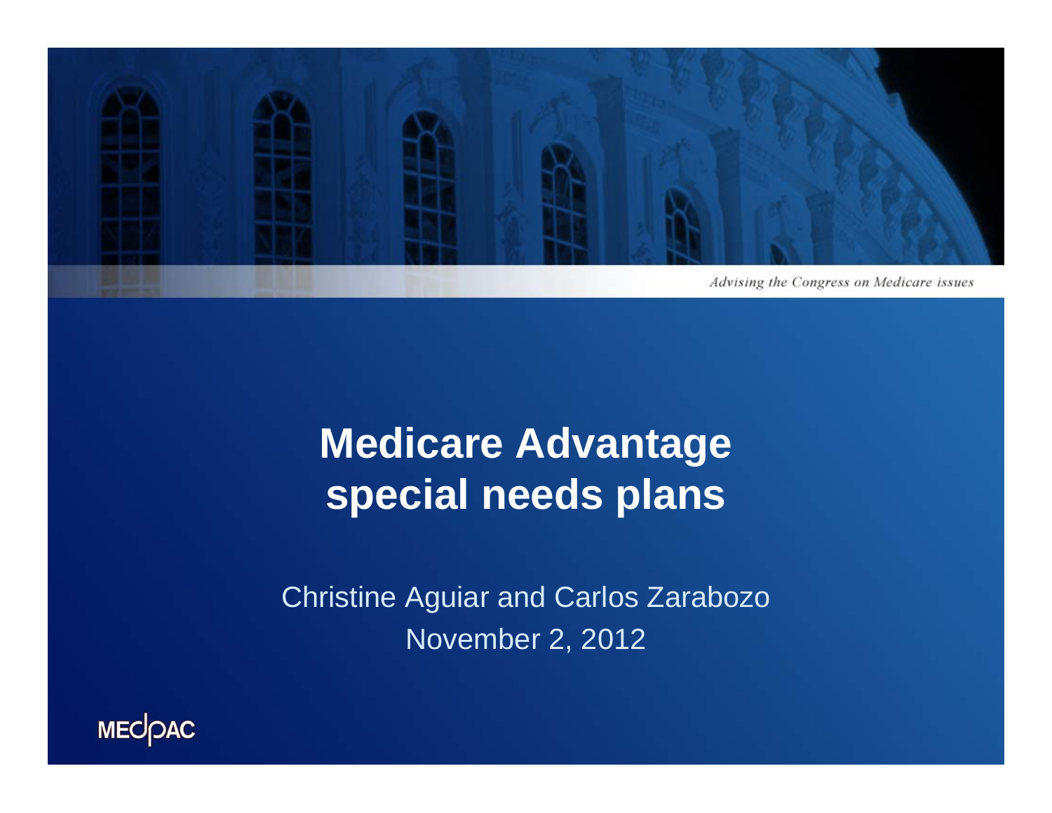*Advising the Congress on Medicare issues*

# Medicare Advantage special needs plans

Christine Aguiar and Carlos Zarabozo

November 2, 2012

MEDPAC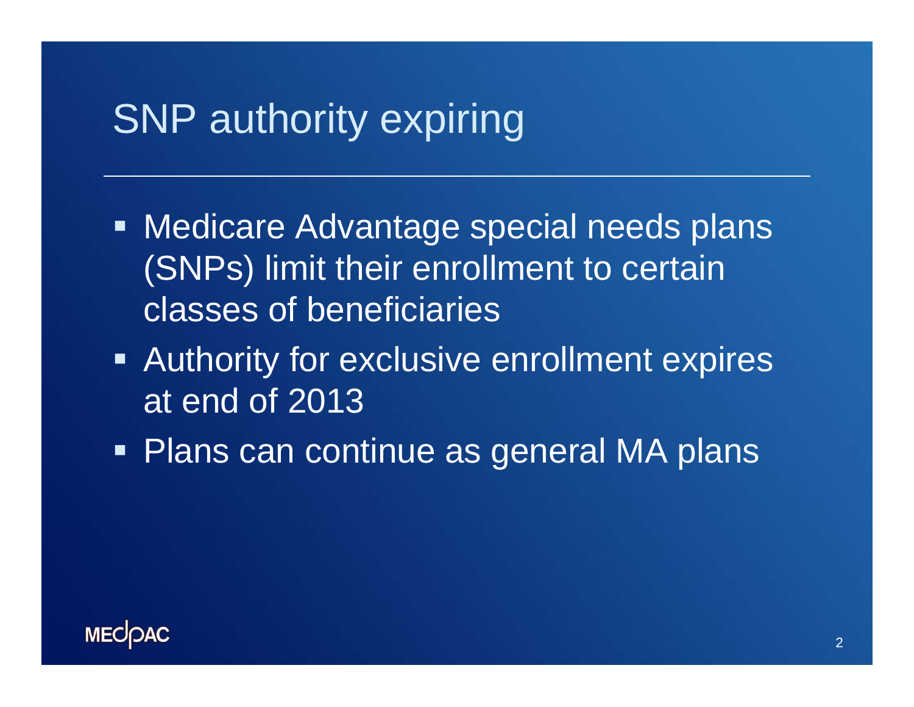# SNP authority expiring

- Medicare Advantage special needs plans (SNPs) limit their enrollment to certain classes of beneficiaries
- Authority for exclusive enrollment expires at end of 2013
- Plans can continue as general MA plans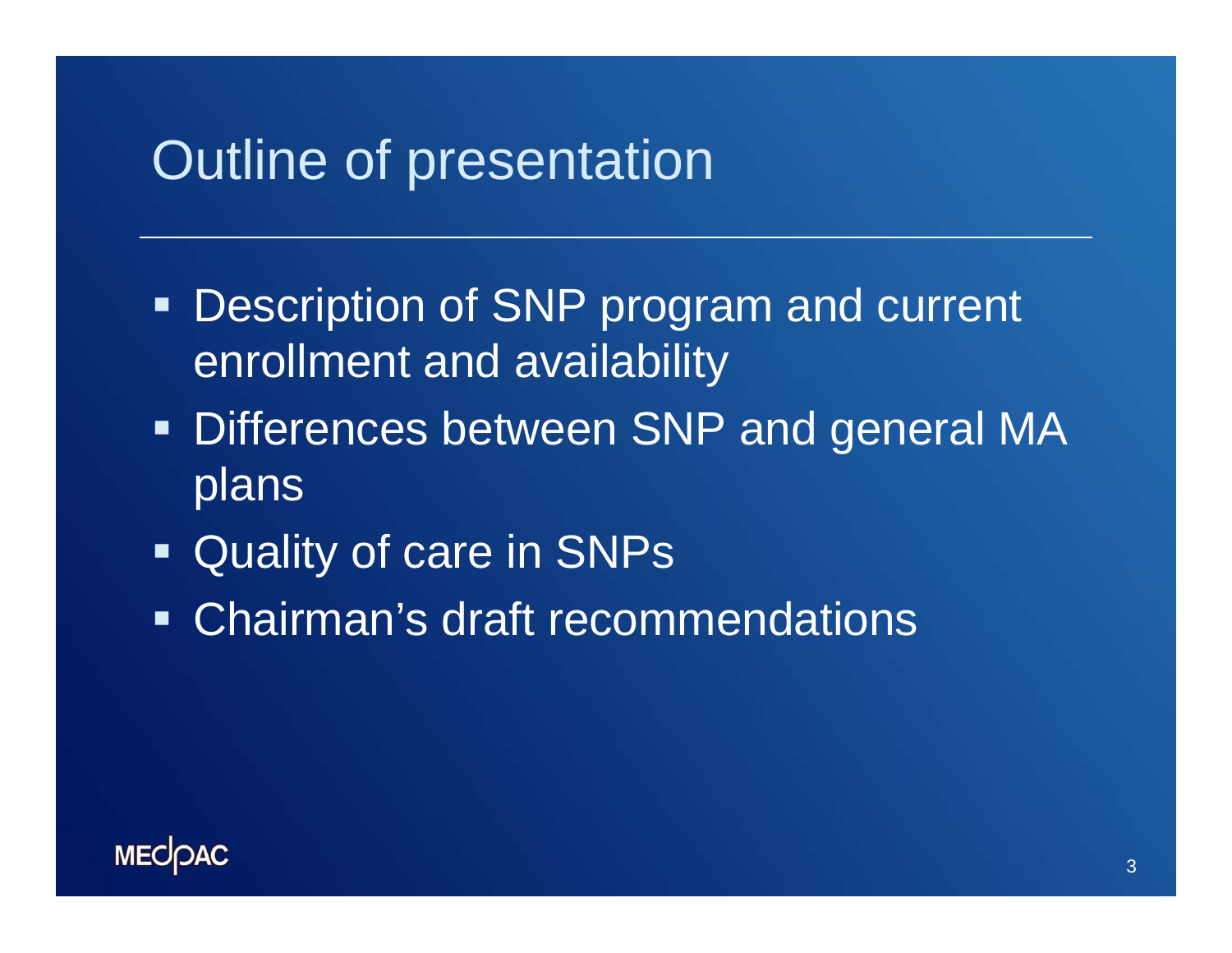# Outline of presentation

- Description of SNP program and current enrollment and availability
- Differences between SNP and general MA plans
- Quality of care in SNPs
- Chairman's draft recommendations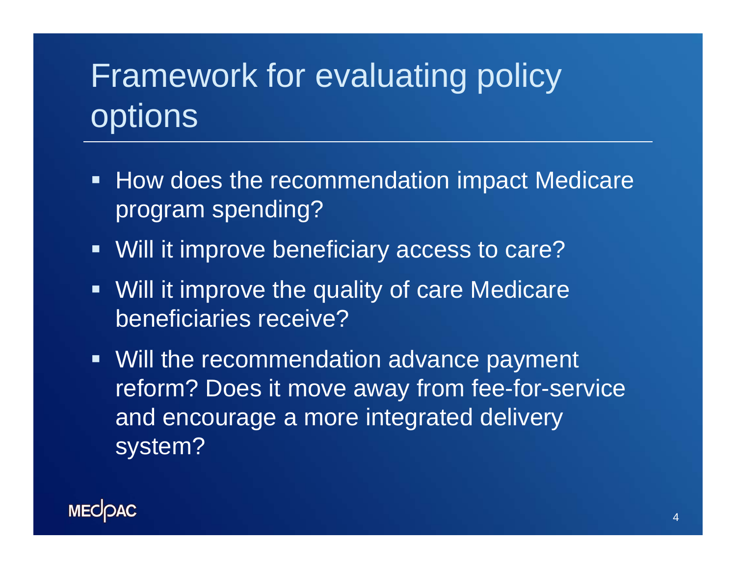# Framework for evaluating policy options

- How does the recommendation impact Medicare program spending?
- Will it improve beneficiary access to care?
- Will it improve the quality of care Medicare beneficiaries receive?
- Will the recommendation advance payment reform? Does it move away from fee-for-service and encourage a more integrated delivery system?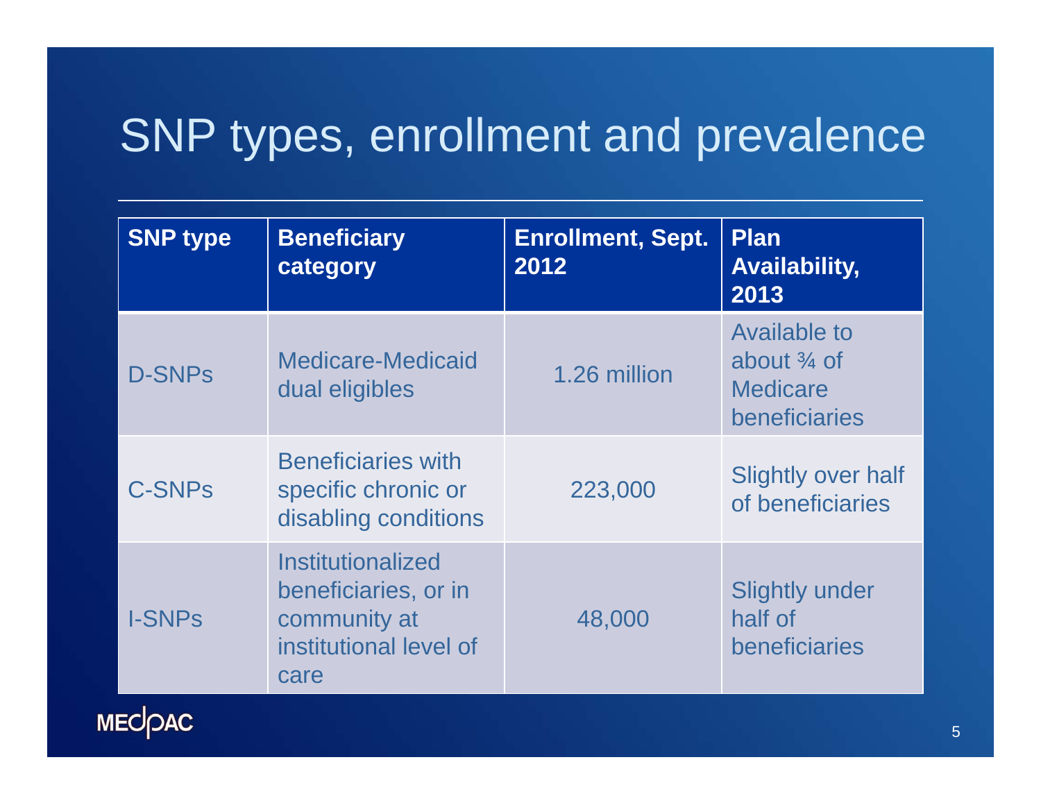# SNP types, enrollment and prevalence

| SNP type | Beneficiary category | Enrollment, Sept. 2012 | Plan Availability, 2013 |
|---|---|---|---|
| D-SNPs | Medicare-Medicaid dual eligibles | 1.26 million | Available to about ¾ of Medicare beneficiaries |
| C-SNPs | Beneficiaries with specific chronic or disabling conditions | 223,000 | Slightly over half of beneficiaries |
| I-SNPs | Institutionalized beneficiaries, or in community at institutional level of care | 48,000 | Slightly under half of beneficiaries |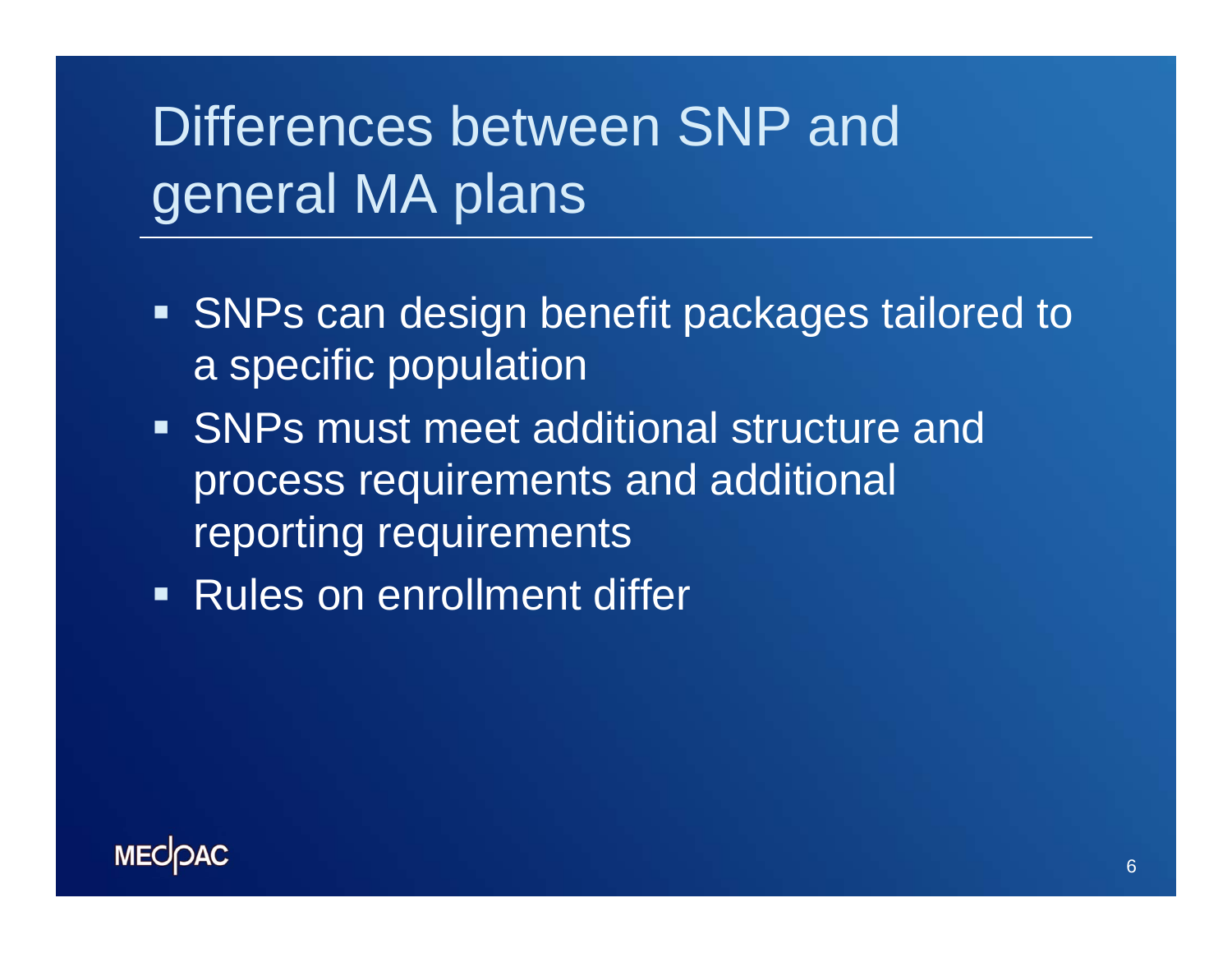# Differences between SNP and general MA plans

- SNPs can design benefit packages tailored to a specific population
- SNPs must meet additional structure and process requirements and additional reporting requirements
- Rules on enrollment differ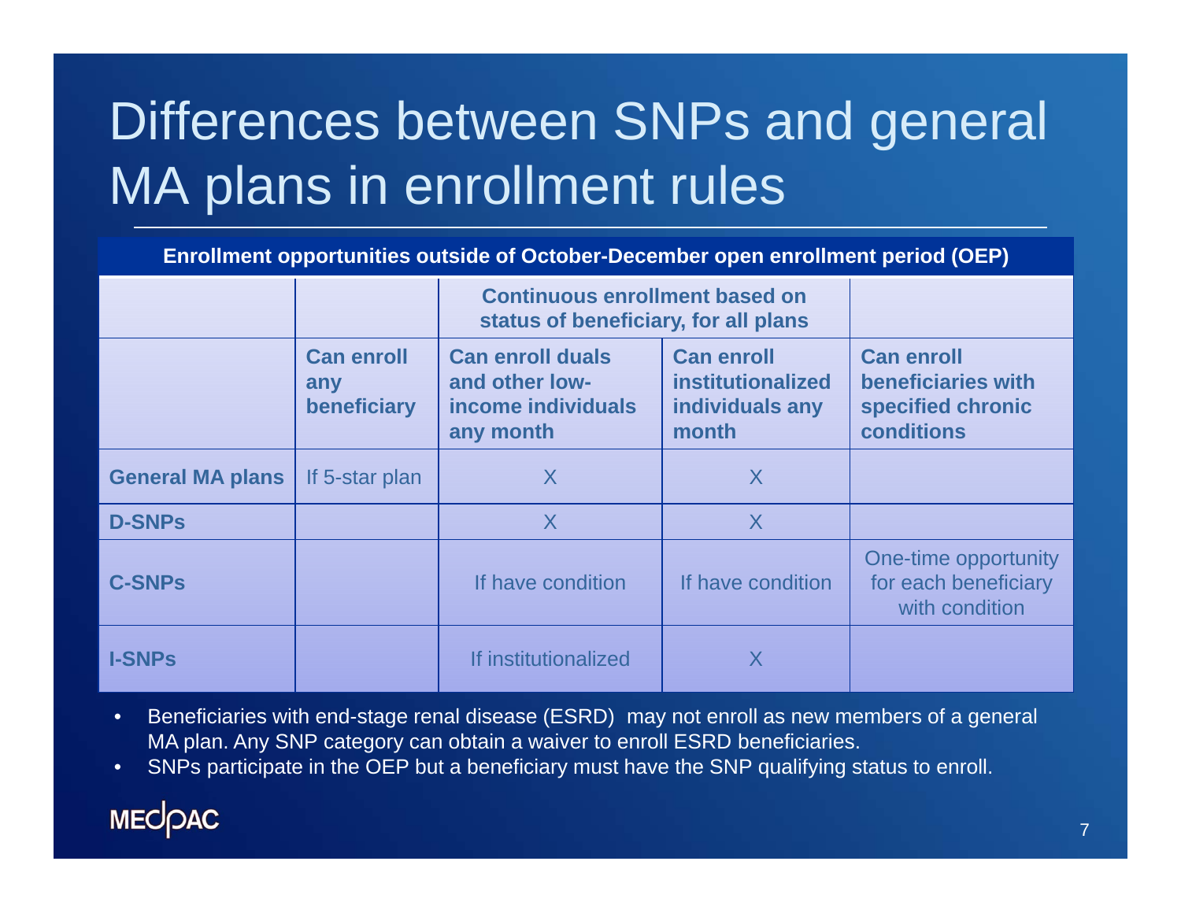# Differences between SNPs and general MA plans in enrollment rules

**Enrollment opportunities outside of October-December open enrollment period (OEP)**

| | | Continuous enrollment based on status of beneficiary, for all plans | | |
|---|---|---|---|---|
| | **Can enroll any beneficiary** | **Can enroll duals and other low-income individuals any month** | **Can enroll institutionalized individuals any month** | **Can enroll beneficiaries with specified chronic conditions** |
| **General MA plans** | If 5-star plan | X | X | |
| **D-SNPs** | | X | X | |
| **C-SNPs** | | If have condition | If have condition | One-time opportunity for each beneficiary with condition |
| **I-SNPs** | | If institutionalized | X | |

- Beneficiaries with end-stage renal disease (ESRD) may not enroll as new members of a general MA plan. Any SNP category can obtain a waiver to enroll ESRD beneficiaries.
- SNPs participate in the OEP but a beneficiary must have the SNP qualifying status to enroll.

MEDPAC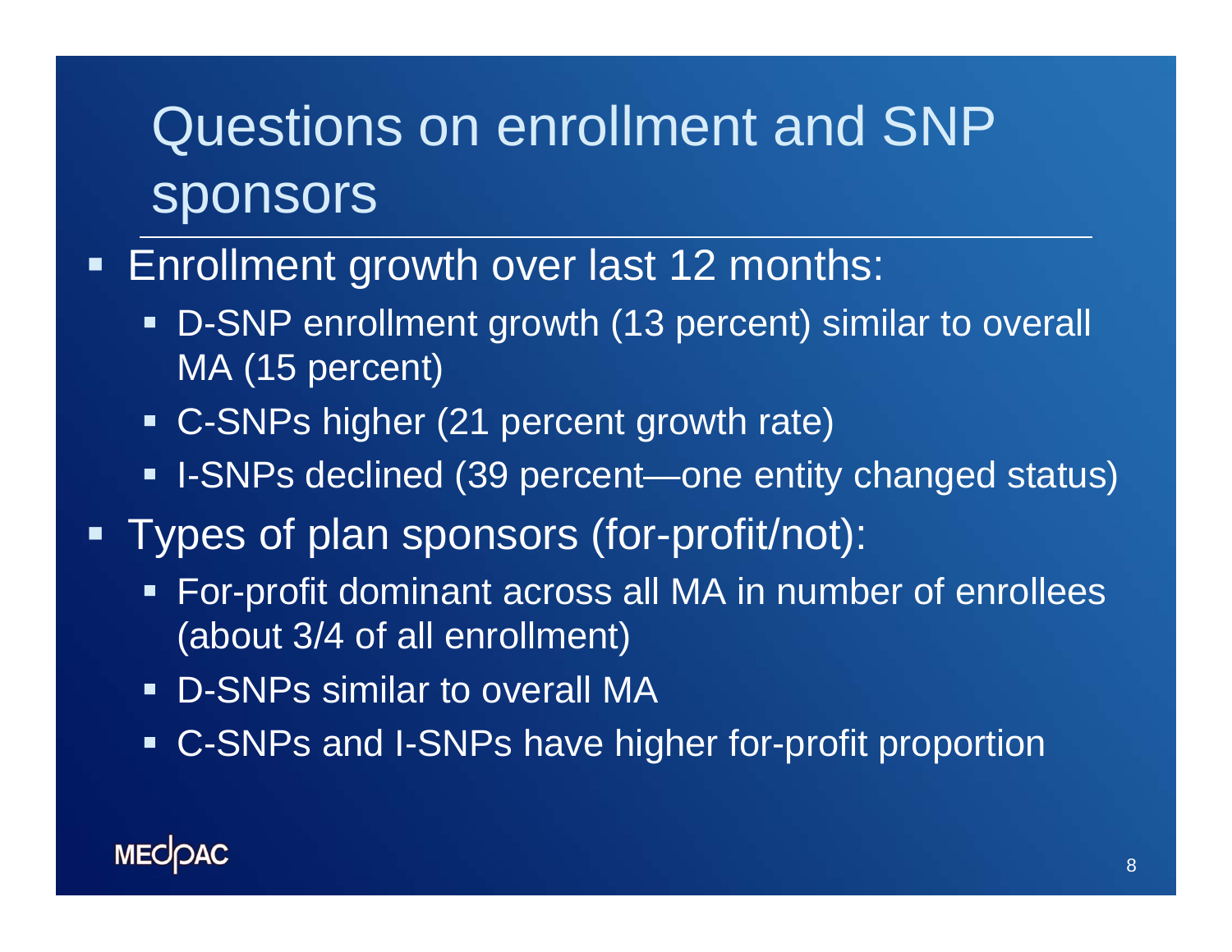# Questions on enrollment and SNP sponsors

- Enrollment growth over last 12 months:
  - D-SNP enrollment growth (13 percent) similar to overall MA (15 percent)
  - C-SNPs higher (21 percent growth rate)
  - I-SNPs declined (39 percent—one entity changed status)
- Types of plan sponsors (for-profit/not):
  - For-profit dominant across all MA in number of enrollees (about 3/4 of all enrollment)
  - D-SNPs similar to overall MA
  - C-SNPs and I-SNPs have higher for-profit proportion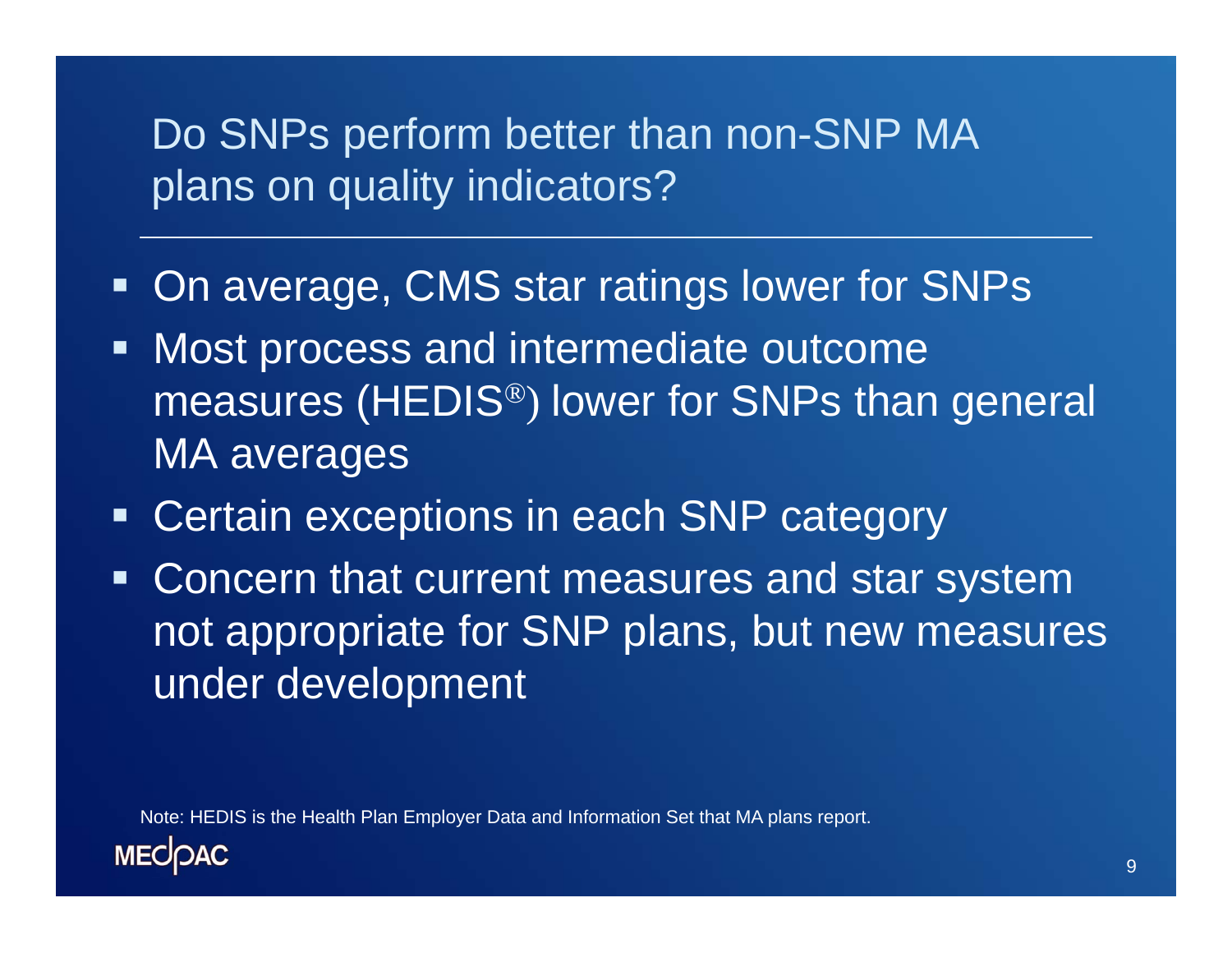# Do SNPs perform better than non-SNP MA plans on quality indicators?

- On average, CMS star ratings lower for SNPs
- Most process and intermediate outcome measures (HEDIS®) lower for SNPs than general MA averages
- Certain exceptions in each SNP category
- Concern that current measures and star system not appropriate for SNP plans, but new measures under development

Note: HEDIS is the Health Plan Employer Data and Information Set that MA plans report.

MEDPAC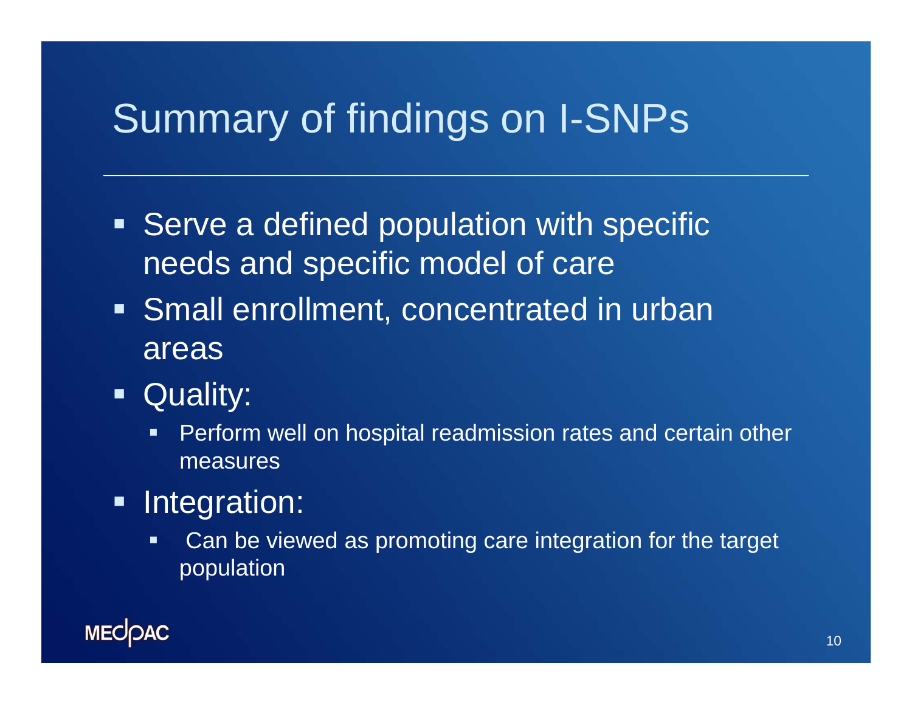# Summary of findings on I-SNPs

- Serve a defined population with specific needs and specific model of care
- Small enrollment, concentrated in urban areas
- Quality:
  - Perform well on hospital readmission rates and certain other measures
- Integration:
  - Can be viewed as promoting care integration for the target population

MEDPAC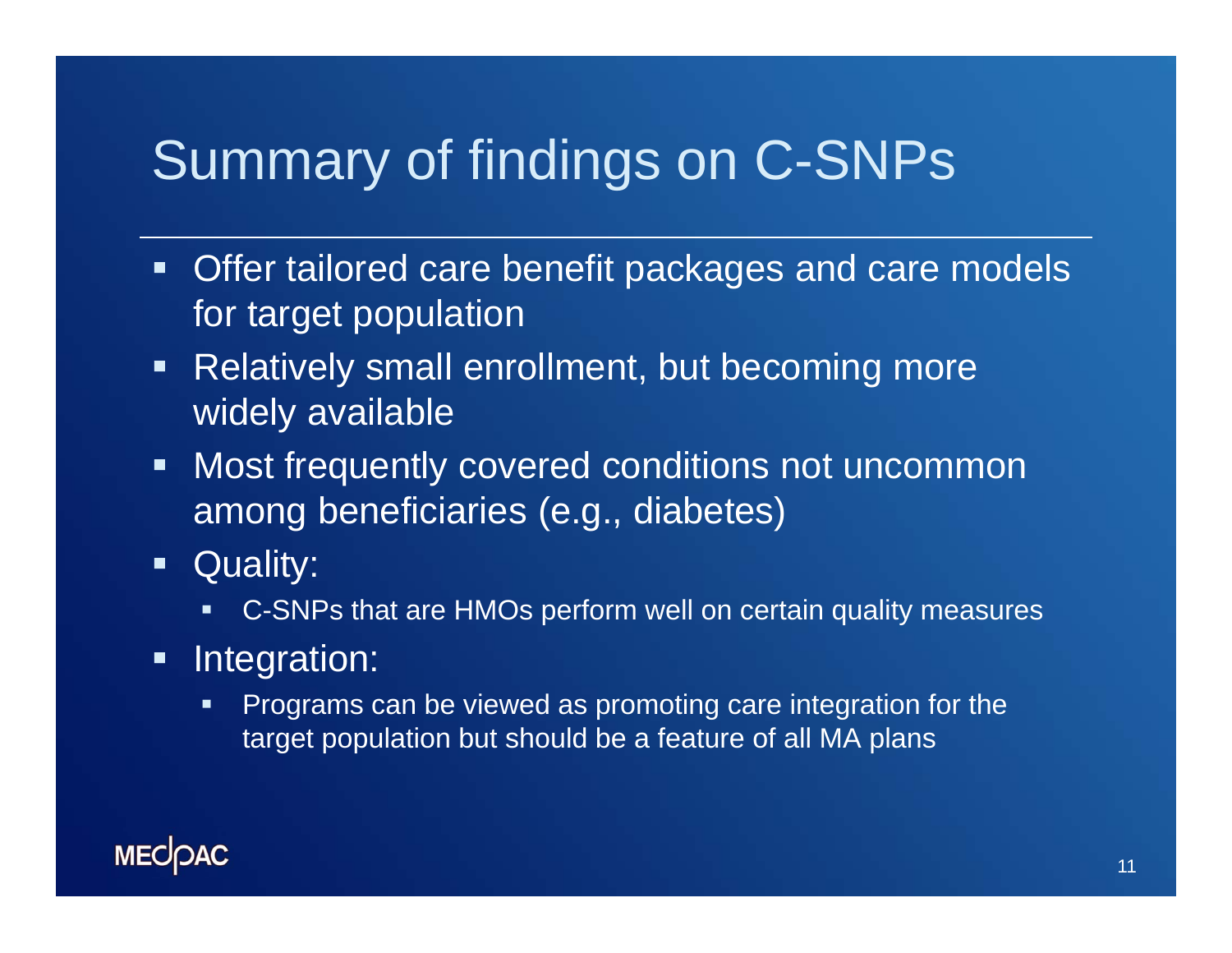# Summary of findings on C-SNPs

- Offer tailored care benefit packages and care models for target population
- Relatively small enrollment, but becoming more widely available
- Most frequently covered conditions not uncommon among beneficiaries (e.g., diabetes)
- Quality:
  - C-SNPs that are HMOs perform well on certain quality measures
- Integration:
  - Programs can be viewed as promoting care integration for the target population but should be a feature of all MA plans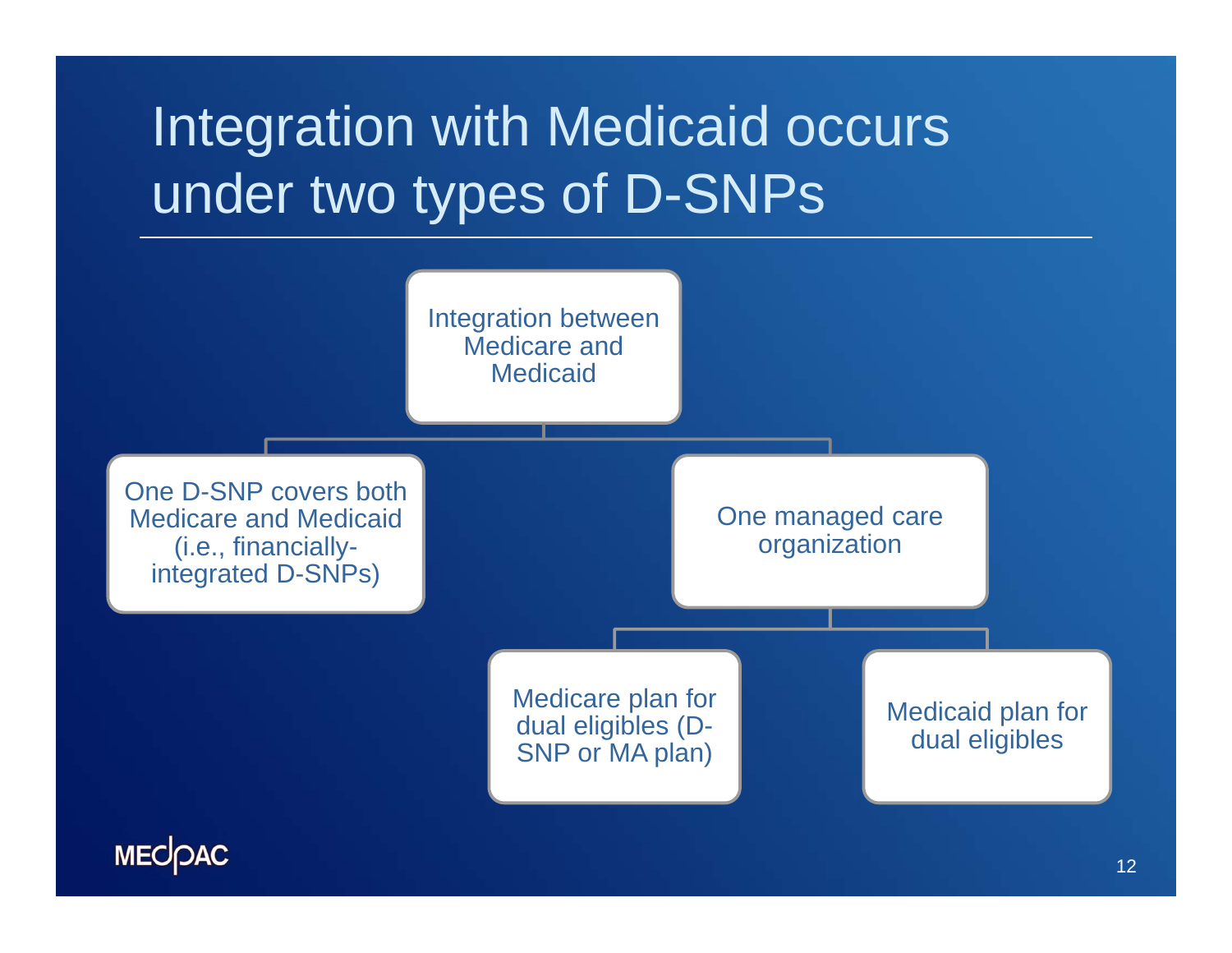# Integration with Medicaid occurs under two types of D-SNPs

- Integration between Medicare and Medicaid
  - One D-SNP covers both Medicare and Medicaid (i.e., financially-integrated D-SNPs)
  - One managed care organization
    - Medicare plan for dual eligibles (D-SNP or MA plan)
    - Medicaid plan for dual eligibles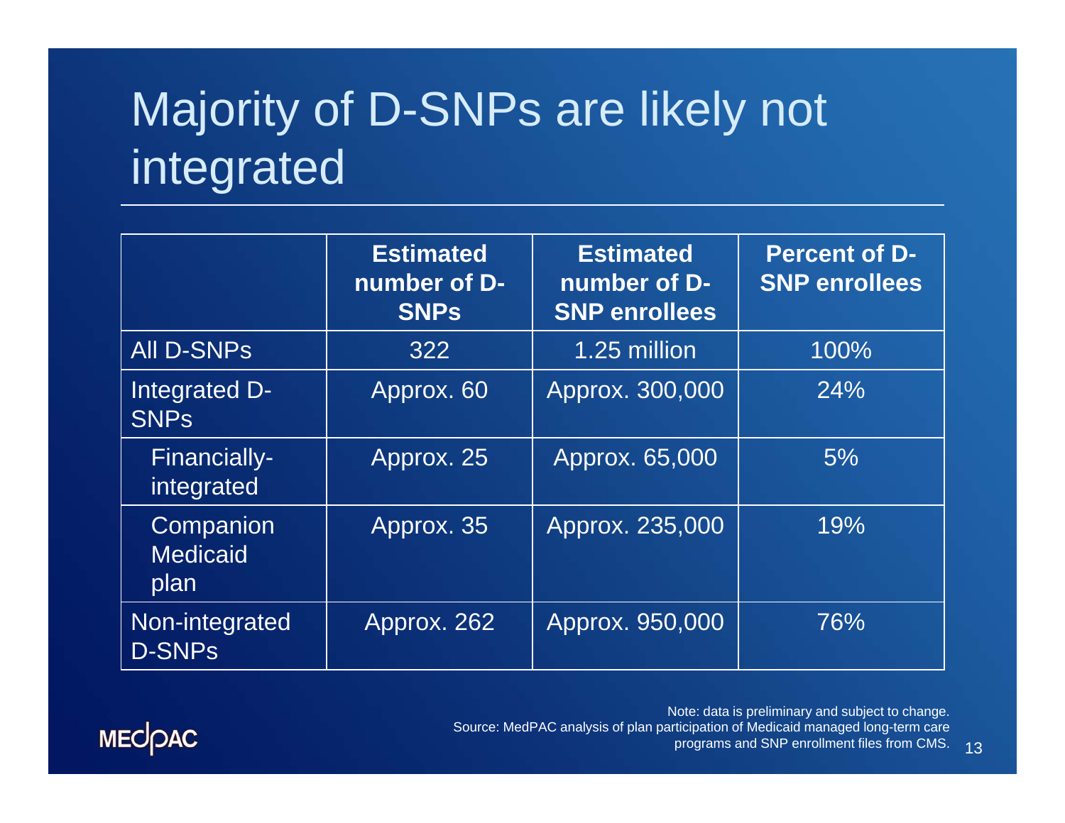# Majority of D-SNPs are likely not integrated

| | Estimated number of D-SNPs | Estimated number of D-SNP enrollees | Percent of D-SNP enrollees |
|---|---|---|---|
| All D-SNPs | 322 | 1.25 million | 100% |
| Integrated D-SNPs | Approx. 60 | Approx. 300,000 | 24% |
| Financially-integrated | Approx. 25 | Approx. 65,000 | 5% |
| Companion Medicaid plan | Approx. 35 | Approx. 235,000 | 19% |
| Non-integrated D-SNPs | Approx. 262 | Approx. 950,000 | 76% |

Note: data is preliminary and subject to change.
Source: MedPAC analysis of plan participation of Medicaid managed long-term care programs and SNP enrollment files from CMS.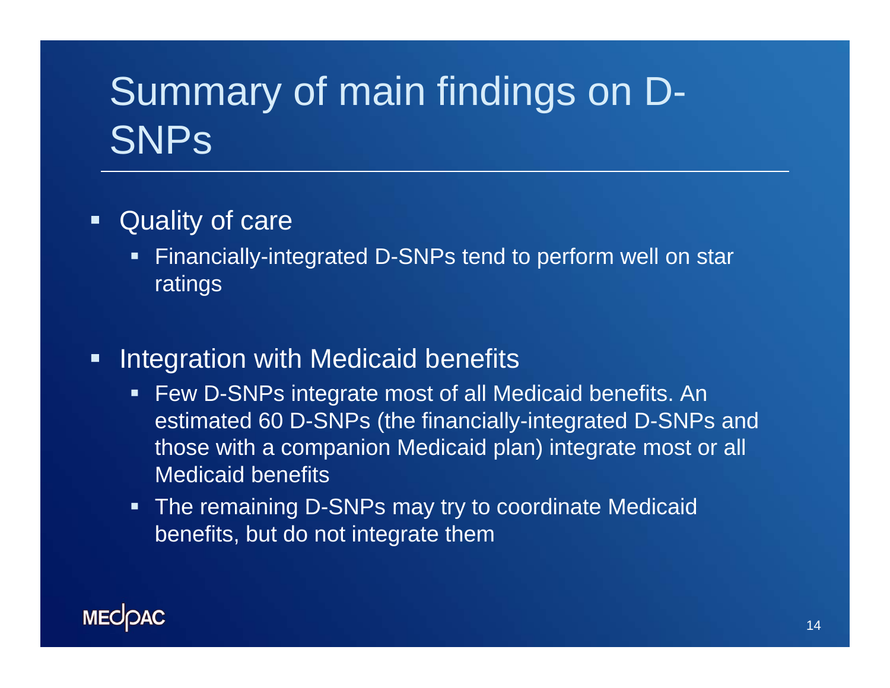# Summary of main findings on D-SNPs

- Quality of care
  - Financially-integrated D-SNPs tend to perform well on star ratings
- Integration with Medicaid benefits
  - Few D-SNPs integrate most of all Medicaid benefits. An estimated 60 D-SNPs (the financially-integrated D-SNPs and those with a companion Medicaid plan) integrate most or all Medicaid benefits
  - The remaining D-SNPs may try to coordinate Medicaid benefits, but do not integrate them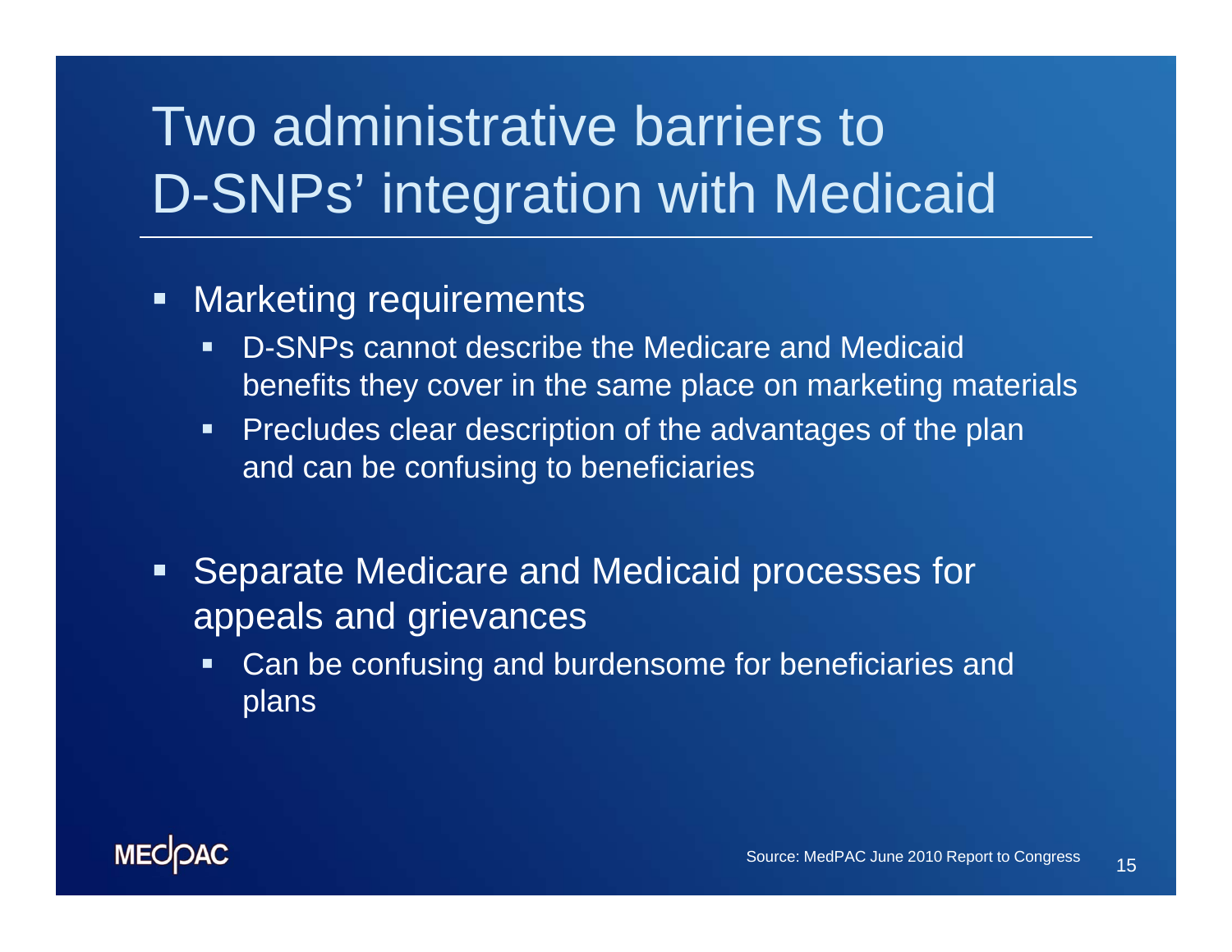# Two administrative barriers to D-SNPs' integration with Medicaid

- Marketing requirements
  - D-SNPs cannot describe the Medicare and Medicaid benefits they cover in the same place on marketing materials
  - Precludes clear description of the advantages of the plan and can be confusing to beneficiaries
- Separate Medicare and Medicaid processes for appeals and grievances
  - Can be confusing and burdensome for beneficiaries and plans

MEDPAC

Source: MedPAC June 2010 Report to Congress